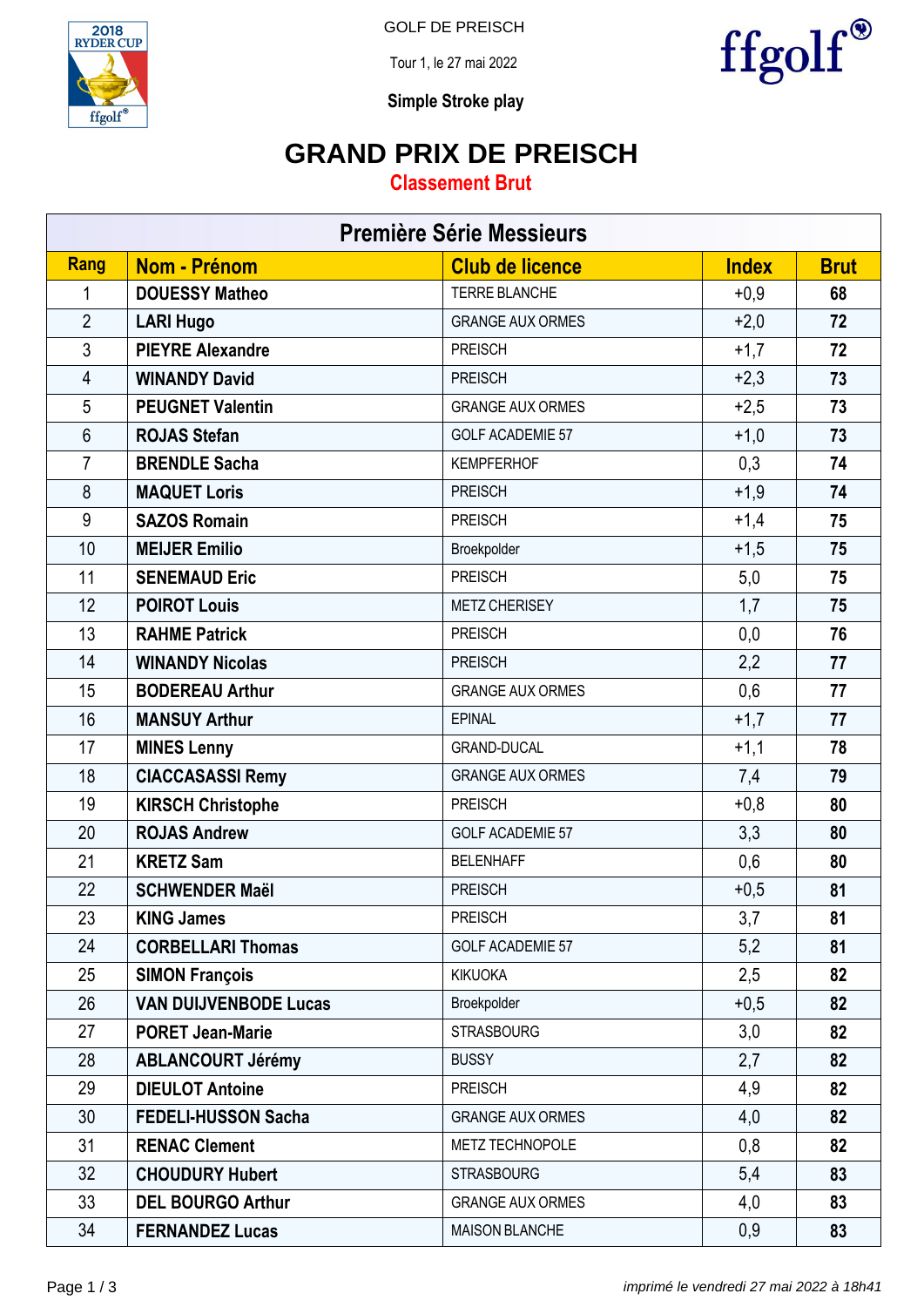GOLF DE PREISCH

Tour 1, le 27 mai 2022

**Simple Stroke play**

# GRAND PRIX DE PREISCH

## Classement Brut

| Première Série Messieurs | | | | |
|---|---|---|---|---|
| **Rang** | **Nom - Prénom** | **Club de licence** | **Index** | **Brut** |
| 1 | **DOUESSY Matheo** | TERRE BLANCHE | +0,9 | **68** |
| 2 | **LARI Hugo** | GRANGE AUX ORMES | +2,0 | **72** |
| 3 | **PIEYRE Alexandre** | PREISCH | +1,7 | **72** |
| 4 | **WINANDY David** | PREISCH | +2,3 | **73** |
| 5 | **PEUGNET Valentin** | GRANGE AUX ORMES | +2,5 | **73** |
| 6 | **ROJAS Stefan** | GOLF ACADEMIE 57 | +1,0 | **73** |
| 7 | **BRENDLE Sacha** | KEMPFERHOF | 0,3 | **74** |
| 8 | **MAQUET Loris** | PREISCH | +1,9 | **74** |
| 9 | **SAZOS Romain** | PREISCH | +1,4 | **75** |
| 10 | **MEIJER Emilio** | Broekpolder | +1,5 | **75** |
| 11 | **SENEMAUD Eric** | PREISCH | 5,0 | **75** |
| 12 | **POIROT Louis** | METZ CHERISEY | 1,7 | **75** |
| 13 | **RAHME Patrick** | PREISCH | 0,0 | **76** |
| 14 | **WINANDY Nicolas** | PREISCH | 2,2 | **77** |
| 15 | **BODEREAU Arthur** | GRANGE AUX ORMES | 0,6 | **77** |
| 16 | **MANSUY Arthur** | EPINAL | +1,7 | **77** |
| 17 | **MINES Lenny** | GRAND-DUCAL | +1,1 | **78** |
| 18 | **CIACCASASSI Remy** | GRANGE AUX ORMES | 7,4 | **79** |
| 19 | **KIRSCH Christophe** | PREISCH | +0,8 | **80** |
| 20 | **ROJAS Andrew** | GOLF ACADEMIE 57 | 3,3 | **80** |
| 21 | **KRETZ Sam** | BELENHAFF | 0,6 | **80** |
| 22 | **SCHWENDER Maël** | PREISCH | +0,5 | **81** |
| 23 | **KING James** | PREISCH | 3,7 | **81** |
| 24 | **CORBELLARI Thomas** | GOLF ACADEMIE 57 | 5,2 | **81** |
| 25 | **SIMON François** | KIKUOKA | 2,5 | **82** |
| 26 | **VAN DUIJVENBODE Lucas** | Broekpolder | +0,5 | **82** |
| 27 | **PORET Jean-Marie** | STRASBOURG | 3,0 | **82** |
| 28 | **ABLANCOURT Jérémy** | BUSSY | 2,7 | **82** |
| 29 | **DIEULOT Antoine** | PREISCH | 4,9 | **82** |
| 30 | **FEDELI-HUSSON Sacha** | GRANGE AUX ORMES | 4,0 | **82** |
| 31 | **RENAC Clement** | METZ TECHNOPOLE | 0,8 | **82** |
| 32 | **CHOUDURY Hubert** | STRASBOURG | 5,4 | **83** |
| 33 | **DEL BOURGO Arthur** | GRANGE AUX ORMES | 4,0 | **83** |
| 34 | **FERNANDEZ Lucas** | MAISON BLANCHE | 0,9 | **83** |

*imprimé le vendredi 27 mai 2022 à 18h41*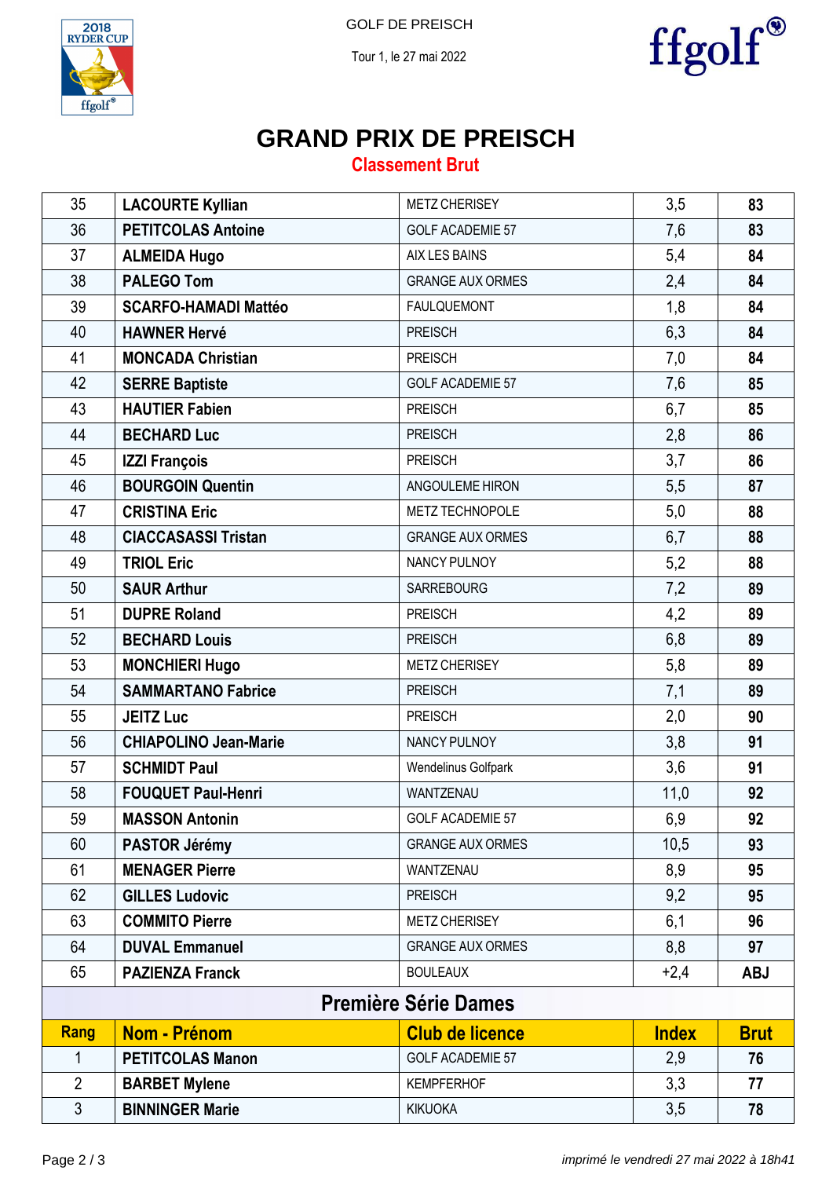GOLF DE PREISCH

Tour 1, le 27 mai 2022

# GRAND PRIX DE PREISCH

## Classement Brut

| | | | | |
|---|---|---|---|---|
| 35 | **LACOURTE Kyllian** | METZ CHERISEY | 3,5 | **83** |
| 36 | **PETITCOLAS Antoine** | GOLF ACADEMIE 57 | 7,6 | **83** |
| 37 | **ALMEIDA Hugo** | AIX LES BAINS | 5,4 | **84** |
| 38 | **PALEGO Tom** | GRANGE AUX ORMES | 2,4 | **84** |
| 39 | **SCARFO-HAMADI Mattéo** | FAULQUEMONT | 1,8 | **84** |
| 40 | **HAWNER Hervé** | PREISCH | 6,3 | **84** |
| 41 | **MONCADA Christian** | PREISCH | 7,0 | **84** |
| 42 | **SERRE Baptiste** | GOLF ACADEMIE 57 | 7,6 | **85** |
| 43 | **HAUTIER Fabien** | PREISCH | 6,7 | **85** |
| 44 | **BECHARD Luc** | PREISCH | 2,8 | **86** |
| 45 | **IZZI François** | PREISCH | 3,7 | **86** |
| 46 | **BOURGOIN Quentin** | ANGOULEME HIRON | 5,5 | **87** |
| 47 | **CRISTINA Eric** | METZ TECHNOPOLE | 5,0 | **88** |
| 48 | **CIACCASASSI Tristan** | GRANGE AUX ORMES | 6,7 | **88** |
| 49 | **TRIOL Eric** | NANCY PULNOY | 5,2 | **88** |
| 50 | **SAUR Arthur** | SARREBOURG | 7,2 | **89** |
| 51 | **DUPRE Roland** | PREISCH | 4,2 | **89** |
| 52 | **BECHARD Louis** | PREISCH | 6,8 | **89** |
| 53 | **MONCHIERI Hugo** | METZ CHERISEY | 5,8 | **89** |
| 54 | **SAMMARTANO Fabrice** | PREISCH | 7,1 | **89** |
| 55 | **JEITZ Luc** | PREISCH | 2,0 | **90** |
| 56 | **CHIAPOLINO Jean-Marie** | NANCY PULNOY | 3,8 | **91** |
| 57 | **SCHMIDT Paul** | Wendelinus Golfpark | 3,6 | **91** |
| 58 | **FOUQUET Paul-Henri** | WANTZENAU | 11,0 | **92** |
| 59 | **MASSON Antonin** | GOLF ACADEMIE 57 | 6,9 | **92** |
| 60 | **PASTOR Jérémy** | GRANGE AUX ORMES | 10,5 | **93** |
| 61 | **MENAGER Pierre** | WANTZENAU | 8,9 | **95** |
| 62 | **GILLES Ludovic** | PREISCH | 9,2 | **95** |
| 63 | **COMMITO Pierre** | METZ CHERISEY | 6,1 | **96** |
| 64 | **DUVAL Emmanuel** | GRANGE AUX ORMES | 8,8 | **97** |
| 65 | **PAZIENZA Franck** | BOULEAUX | +2,4 | **ABJ** |

### Première Série Dames

| Rang | Nom - Prénom | Club de licence | Index | Brut |
|---|---|---|---|---|
| 1 | **PETITCOLAS Manon** | GOLF ACADEMIE 57 | 2,9 | **76** |
| 2 | **BARBET Mylene** | KEMPFERHOF | 3,3 | **77** |
| 3 | **BINNINGER Marie** | KIKUOKA | 3,5 | **78** |

*imprimé le vendredi 27 mai 2022 à 18h41*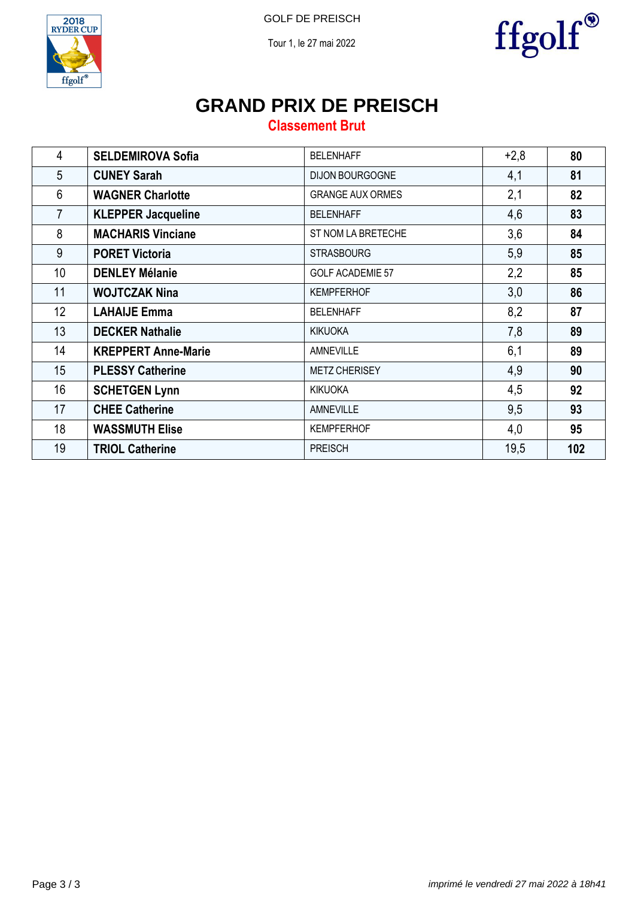GOLF DE PREISCH

Tour 1, le 27 mai 2022

# GRAND PRIX DE PREISCH

## Classement Brut

| | | | | |
|---|---|---|---|---|
| 4 | **SELDEMIROVA Sofia** | BELENHAFF | +2,8 | **80** |
| 5 | **CUNEY Sarah** | DIJON BOURGOGNE | 4,1 | **81** |
| 6 | **WAGNER Charlotte** | GRANGE AUX ORMES | 2,1 | **82** |
| 7 | **KLEPPER Jacqueline** | BELENHAFF | 4,6 | **83** |
| 8 | **MACHARIS Vinciane** | ST NOM LA BRETECHE | 3,6 | **84** |
| 9 | **PORET Victoria** | STRASBOURG | 5,9 | **85** |
| 10 | **DENLEY Mélanie** | GOLF ACADEMIE 57 | 2,2 | **85** |
| 11 | **WOJTCZAK Nina** | KEMPFERHOF | 3,0 | **86** |
| 12 | **LAHAIJE Emma** | BELENHAFF | 8,2 | **87** |
| 13 | **DECKER Nathalie** | KIKUOKA | 7,8 | **89** |
| 14 | **KREPPERT Anne-Marie** | AMNEVILLE | 6,1 | **89** |
| 15 | **PLESSY Catherine** | METZ CHERISEY | 4,9 | **90** |
| 16 | **SCHETGEN Lynn** | KIKUOKA | 4,5 | **92** |
| 17 | **CHEE Catherine** | AMNEVILLE | 9,5 | **93** |
| 18 | **WASSMUTH Elise** | KEMPFERHOF | 4,0 | **95** |
| 19 | **TRIOL Catherine** | PREISCH | 19,5 | **102** |

*imprimé le vendredi 27 mai 2022 à 18h41*